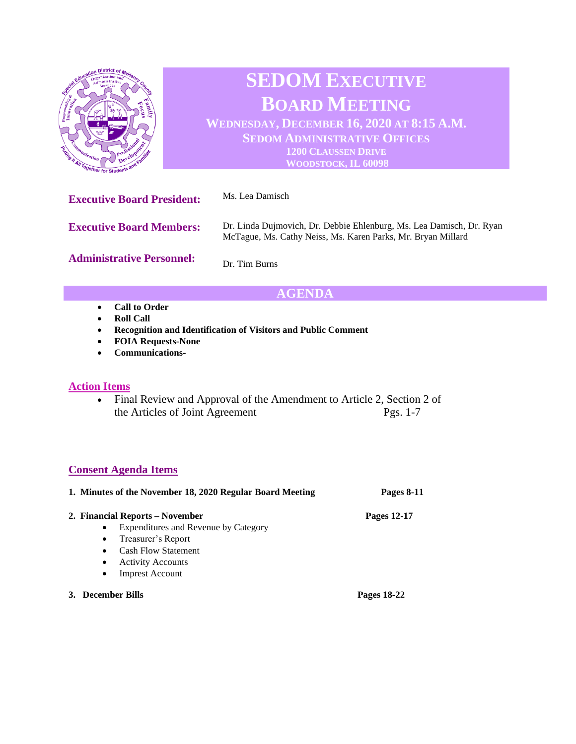# SEDOM EXECUTIVE BOARD MEETING

**WEDNESDAY, DECEMBER 16, 2020 AT 8:15 A.M.**
**SEDOM ADMINISTRATIVE OFFICES**
**1200 CLAUSSEN DRIVE**
**WOODSTOCK, IL 60098**

**Executive Board President:** Ms. Lea Damisch

**Executive Board Members:** Dr. Linda Dujmovich, Dr. Debbie Ehlenburg, Ms. Lea Damisch, Dr. Ryan McTague, Ms. Cathy Neiss, Ms. Karen Parks, Mr. Bryan Millard

**Administrative Personnel:** Dr. Tim Burns

## AGENDA

- **Call to Order**
- **Roll Call**
- **Recognition and Identification of Visitors and Public Comment**
- **FOIA Requests-None**
- **Communications-**

## Action Items

- Final Review and Approval of the Amendment to Article 2, Section 2 of the Articles of Joint Agreement — Pgs. 1-7

## Consent Agenda Items

**1. Minutes of the November 18, 2020 Regular Board Meeting** — **Pages 8-11**

**2. Financial Reports – November** — **Pages 12-17**
- Expenditures and Revenue by Category
- Treasurer's Report
- Cash Flow Statement
- Activity Accounts
- Imprest Account

**3. December Bills** — **Pages 18-22**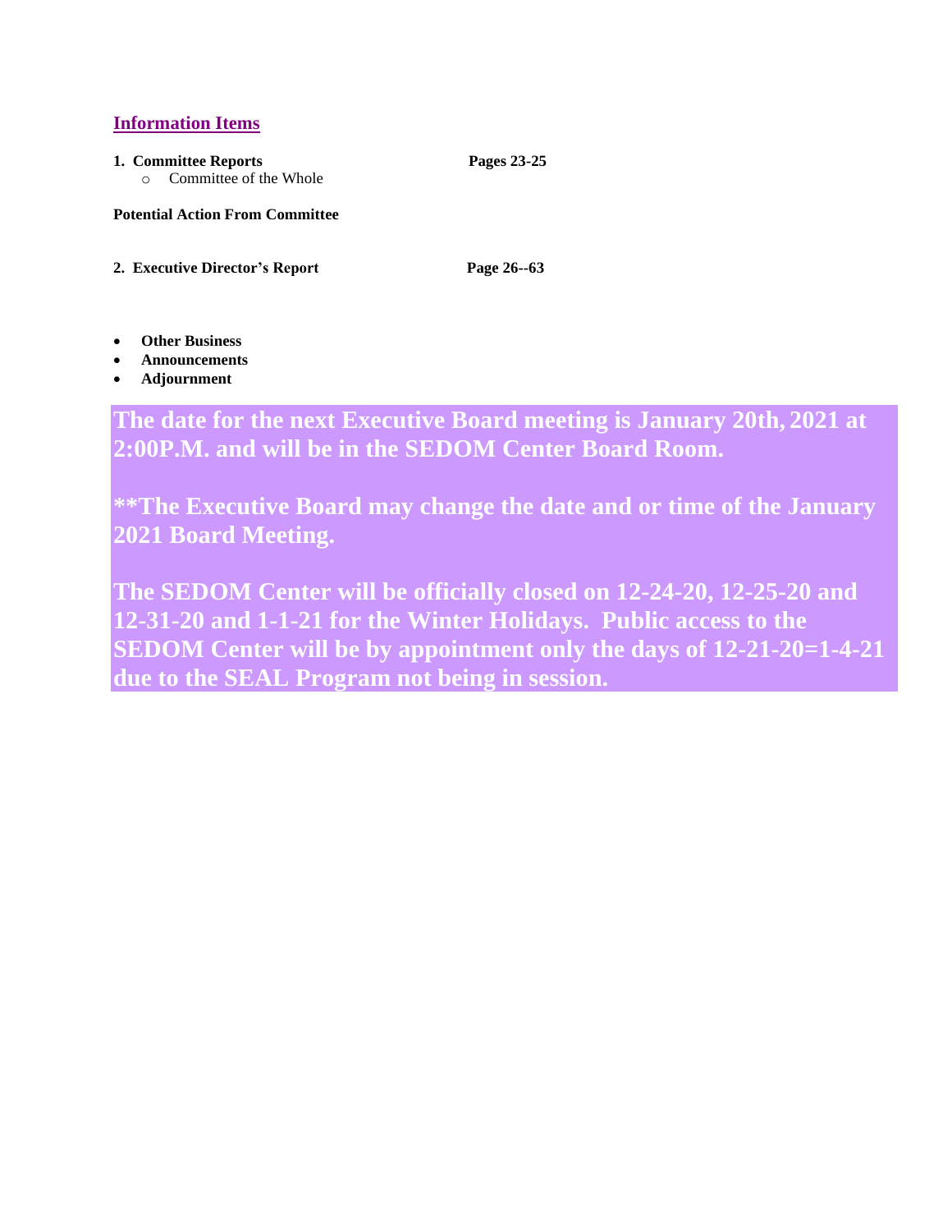## Information Items

**1. Committee Reports** **Pages 23-25**

- Committee of the Whole

**Potential Action From Committee**

**2. Executive Director's Report** **Page 26--63**

- **Other Business**
- **Announcements**
- **Adjournment**

**The date for the next Executive Board meeting is January 20th, 2021 at 2:00P.M. and will be in the SEDOM Center Board Room.**

****The Executive Board may change the date and or time of the January 2021 Board Meeting.**

**The SEDOM Center will be officially closed on 12-24-20, 12-25-20 and 12-31-20 and 1-1-21 for the Winter Holidays. Public access to the SEDOM Center will be by appointment only the days of 12-21-20=1-4-21 due to the SEAL Program not being in session.**